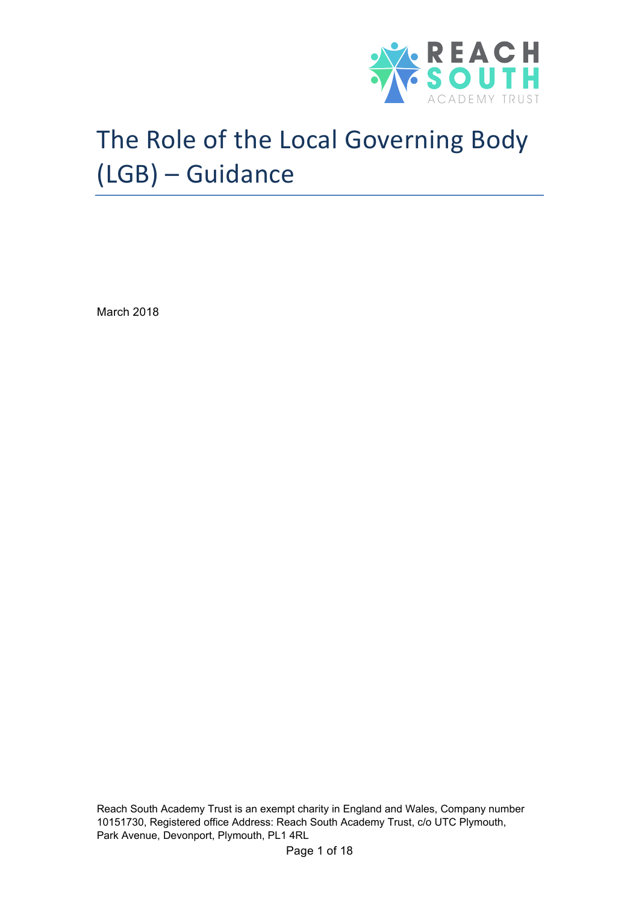# The Role of the Local Governing Body (LGB) – Guidance

March 2018

Reach South Academy Trust is an exempt charity in England and Wales, Company number 10151730, Registered office Address: Reach South Academy Trust, c/o UTC Plymouth, Park Avenue, Devonport, Plymouth, PL1 4RL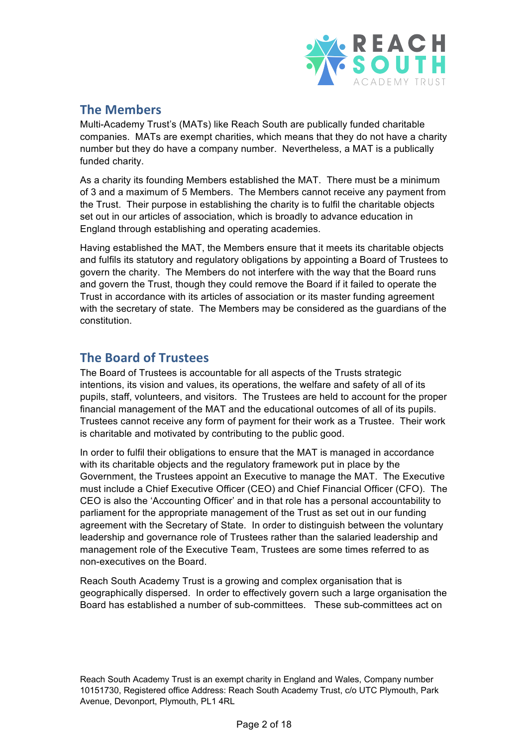## The Members

Multi-Academy Trust's (MATs) like Reach South are publically funded charitable companies. MATs are exempt charities, which means that they do not have a charity number but they do have a company number. Nevertheless, a MAT is a publically funded charity.

As a charity its founding Members established the MAT. There must be a minimum of 3 and a maximum of 5 Members. The Members cannot receive any payment from the Trust. Their purpose in establishing the charity is to fulfil the charitable objects set out in our articles of association, which is broadly to advance education in England through establishing and operating academies.

Having established the MAT, the Members ensure that it meets its charitable objects and fulfils its statutory and regulatory obligations by appointing a Board of Trustees to govern the charity. The Members do not interfere with the way that the Board runs and govern the Trust, though they could remove the Board if it failed to operate the Trust in accordance with its articles of association or its master funding agreement with the secretary of state. The Members may be considered as the guardians of the constitution.

## The Board of Trustees

The Board of Trustees is accountable for all aspects of the Trusts strategic intentions, its vision and values, its operations, the welfare and safety of all of its pupils, staff, volunteers, and visitors. The Trustees are held to account for the proper financial management of the MAT and the educational outcomes of all of its pupils. Trustees cannot receive any form of payment for their work as a Trustee. Their work is charitable and motivated by contributing to the public good.

In order to fulfil their obligations to ensure that the MAT is managed in accordance with its charitable objects and the regulatory framework put in place by the Government, the Trustees appoint an Executive to manage the MAT. The Executive must include a Chief Executive Officer (CEO) and Chief Financial Officer (CFO). The CEO is also the 'Accounting Officer' and in that role has a personal accountability to parliament for the appropriate management of the Trust as set out in our funding agreement with the Secretary of State. In order to distinguish between the voluntary leadership and governance role of Trustees rather than the salaried leadership and management role of the Executive Team, Trustees are some times referred to as non-executives on the Board.

Reach South Academy Trust is a growing and complex organisation that is geographically dispersed. In order to effectively govern such a large organisation the Board has established a number of sub-committees. These sub-committees act on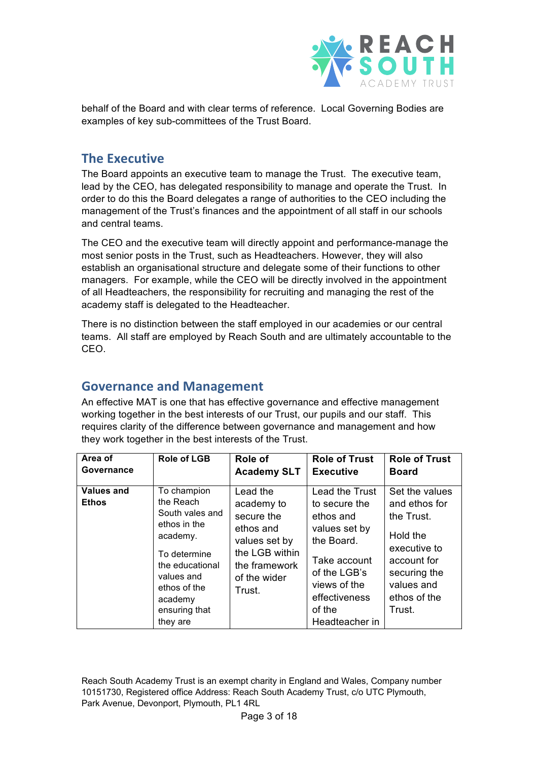behalf of the Board and with clear terms of reference. Local Governing Bodies are examples of key sub-committees of the Trust Board.

## The Executive

The Board appoints an executive team to manage the Trust. The executive team, lead by the CEO, has delegated responsibility to manage and operate the Trust. In order to do this the Board delegates a range of authorities to the CEO including the management of the Trust's finances and the appointment of all staff in our schools and central teams.

The CEO and the executive team will directly appoint and performance-manage the most senior posts in the Trust, such as Headteachers. However, they will also establish an organisational structure and delegate some of their functions to other managers. For example, while the CEO will be directly involved in the appointment of all Headteachers, the responsibility for recruiting and managing the rest of the academy staff is delegated to the Headteacher.

There is no distinction between the staff employed in our academies or our central teams. All staff are employed by Reach South and are ultimately accountable to the CEO.

## Governance and Management

An effective MAT is one that has effective governance and effective management working together in the best interests of our Trust, our pupils and our staff. This requires clarity of the difference between governance and management and how they work together in the best interests of the Trust.

| Area of Governance | Role of LGB | Role of Academy SLT | Role of Trust Executive | Role of Trust Board |
| --- | --- | --- | --- | --- |
| **Values and Ethos** | To champion the Reach South vales and ethos in the academy.<br><br>To determine the educational values and ethos of the academy ensuring that they are | Lead the academy to secure the ethos and values set by the LGB within the framework of the wider Trust. | Lead the Trust to secure the ethos and values set by the Board.<br><br>Take account of the LGB's views of the effectiveness of the Headteacher in | Set the values and ethos for the Trust.<br><br>Hold the executive to account for securing the values and ethos of the Trust. |

Reach South Academy Trust is an exempt charity in England and Wales, Company number 10151730, Registered office Address: Reach South Academy Trust, c/o UTC Plymouth, Park Avenue, Devonport, Plymouth, PL1 4RL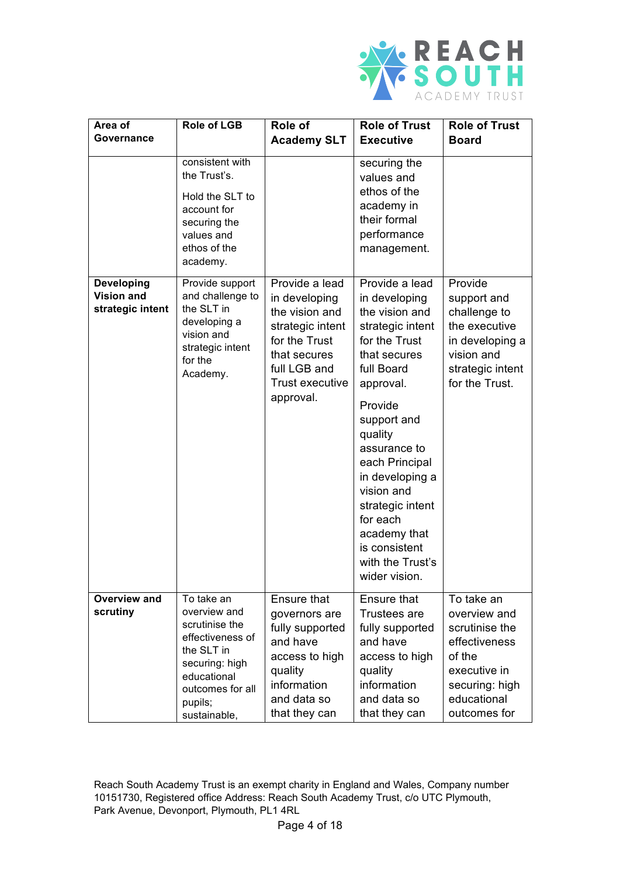| Area of Governance | Role of LGB | Role of Academy SLT | Role of Trust Executive | Role of Trust Board |
|---|---|---|---|---|
| | consistent with the Trust's.<br><br>Hold the SLT to account for securing the values and ethos of the academy. | | securing the values and ethos of the academy in their formal performance management. | |
| **Developing Vision and strategic intent** | Provide support and challenge to the SLT in developing a vision and strategic intent for the Academy. | Provide a lead in developing the vision and strategic intent for the Trust that secures full LGB and Trust executive approval. | Provide a lead in developing the vision and strategic intent for the Trust that secures full Board approval.<br><br>Provide support and quality assurance to each Principal in developing a vision and strategic intent for each academy that is consistent with the Trust's wider vision. | Provide support and challenge to the executive in developing a vision and strategic intent for the Trust. |
| **Overview and scrutiny** | To take an overview and scrutinise the effectiveness of the SLT in securing: high educational outcomes for all pupils; sustainable, | Ensure that governors are fully supported and have access to high quality information and data so that they can | Ensure that Trustees are fully supported and have access to high quality information and data so that they can | To take an overview and scrutinise the effectiveness of the executive in securing: high educational outcomes for |

Reach South Academy Trust is an exempt charity in England and Wales, Company number 10151730, Registered office Address: Reach South Academy Trust, c/o UTC Plymouth, Park Avenue, Devonport, Plymouth, PL1 4RL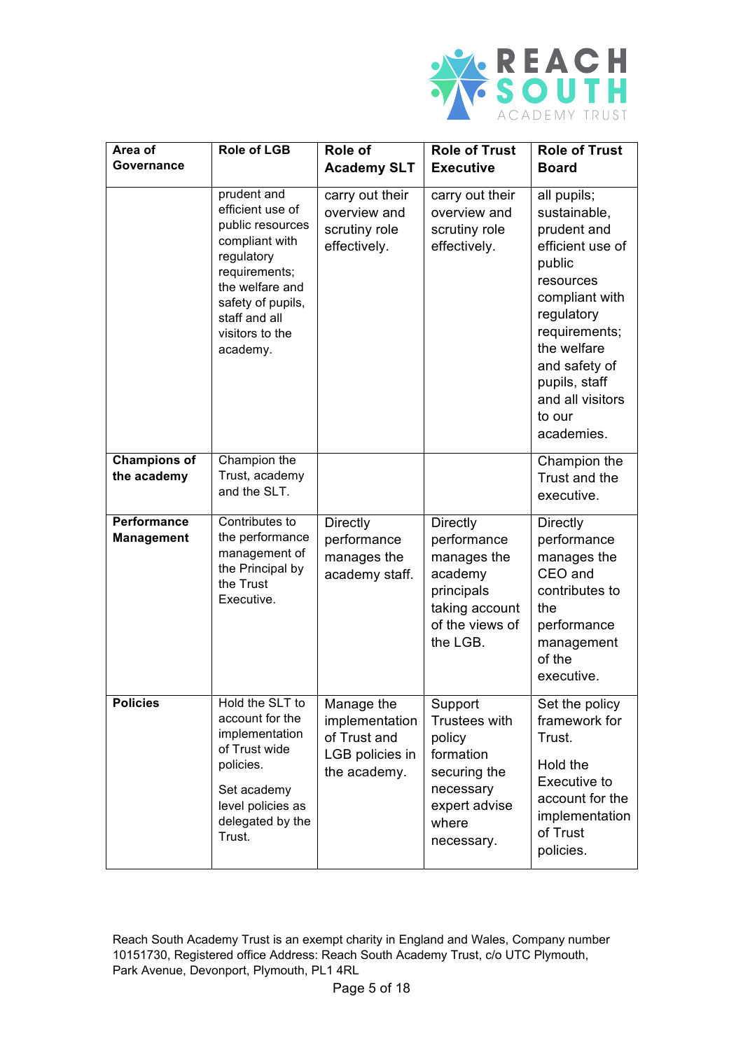| Area of Governance | Role of LGB | Role of Academy SLT | Role of Trust Executive | Role of Trust Board |
|---|---|---|---|---|
| | prudent and efficient use of public resources compliant with regulatory requirements; the welfare and safety of pupils, staff and all visitors to the academy. | carry out their overview and scrutiny role effectively. | carry out their overview and scrutiny role effectively. | all pupils; sustainable, prudent and efficient use of public resources compliant with regulatory requirements; the welfare and safety of pupils, staff and all visitors to our academies. |
| **Champions of the academy** | Champion the Trust, academy and the SLT. | | | Champion the Trust and the executive. |
| **Performance Management** | Contributes to the performance management of the Principal by the Trust Executive. | Directly performance manages the academy staff. | Directly performance manages the academy principals taking account of the views of the LGB. | Directly performance manages the CEO and contributes to the performance management of the executive. |
| **Policies** | Hold the SLT to account for the implementation of Trust wide policies.<br><br>Set academy level policies as delegated by the Trust. | Manage the implementation of Trust and LGB policies in the academy. | Support Trustees with policy formation securing the necessary expert advise where necessary. | Set the policy framework for Trust.<br><br>Hold the Executive to account for the implementation of Trust policies. |

Reach South Academy Trust is an exempt charity in England and Wales, Company number 10151730, Registered office Address: Reach South Academy Trust, c/o UTC Plymouth, Park Avenue, Devonport, Plymouth, PL1 4RL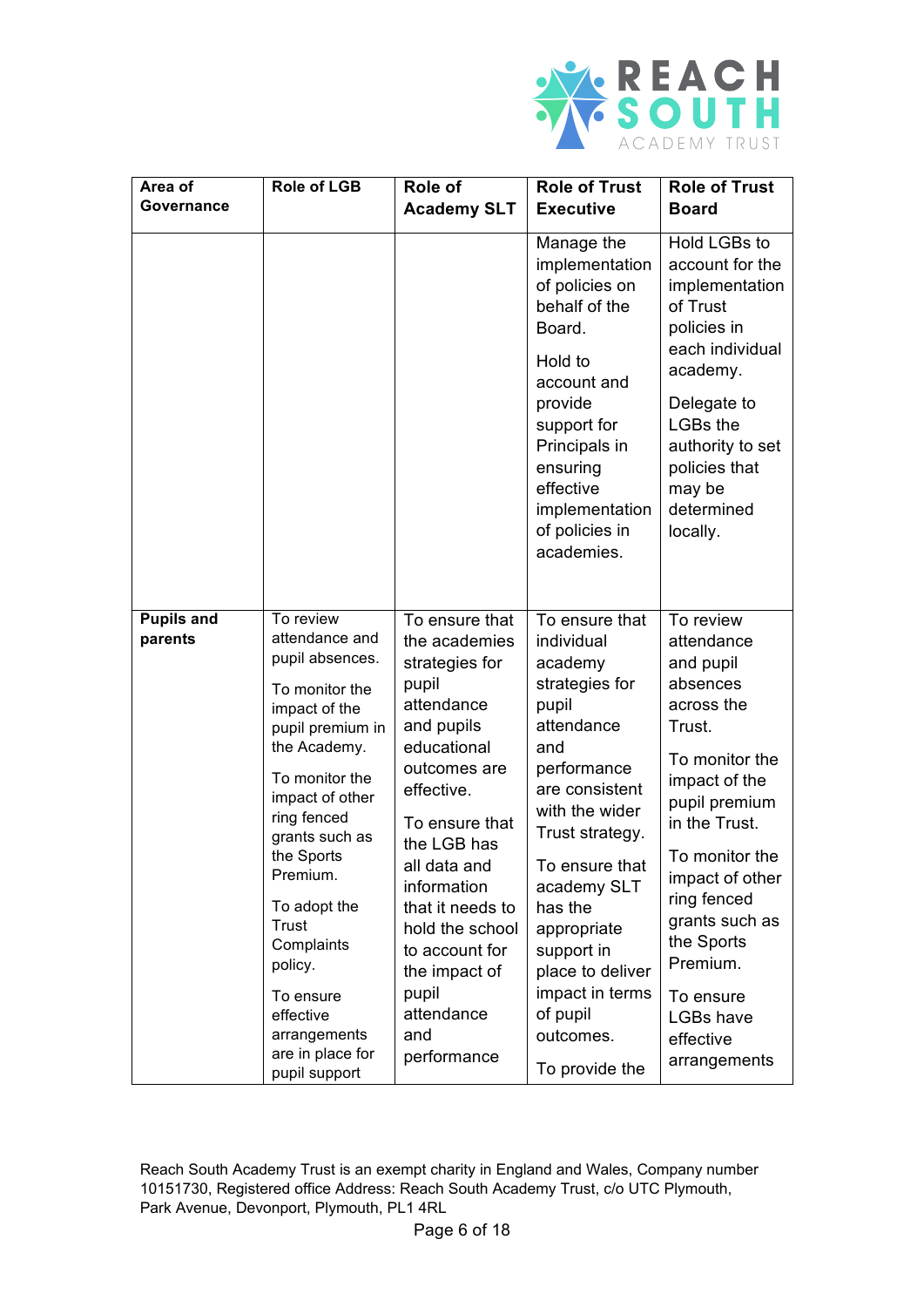| Area of Governance | Role of LGB | Role of Academy SLT | Role of Trust Executive | Role of Trust Board |
|---|---|---|---|---|
| | | | Manage the implementation of policies on behalf of the Board.<br><br>Hold to account and provide support for Principals in ensuring effective implementation of policies in academies. | Hold LGBs to account for the implementation of Trust policies in each individual academy.<br><br>Delegate to LGBs the authority to set policies that may be determined locally. |
| **Pupils and parents** | To review attendance and pupil absences.<br><br>To monitor the impact of the pupil premium in the Academy.<br><br>To monitor the impact of other ring fenced grants such as the Sports Premium.<br><br>To adopt the Trust Complaints policy.<br><br>To ensure effective arrangements are in place for pupil support | To ensure that the academies strategies for pupil attendance and pupils educational outcomes are effective.<br><br>To ensure that the LGB has all data and information that it needs to hold the school to account for the impact of pupil attendance and performance | To ensure that individual academy strategies for pupil attendance and performance are consistent with the wider Trust strategy.<br><br>To ensure that academy SLT has the appropriate support in place to deliver impact in terms of pupil outcomes.<br><br>To provide the | To review attendance and pupil absences across the Trust.<br><br>To monitor the impact of the pupil premium in the Trust.<br><br>To monitor the impact of other ring fenced grants such as the Sports Premium.<br><br>To ensure LGBs have effective arrangements |

Reach South Academy Trust is an exempt charity in England and Wales, Company number 10151730, Registered office Address: Reach South Academy Trust, c/o UTC Plymouth, Park Avenue, Devonport, Plymouth, PL1 4RL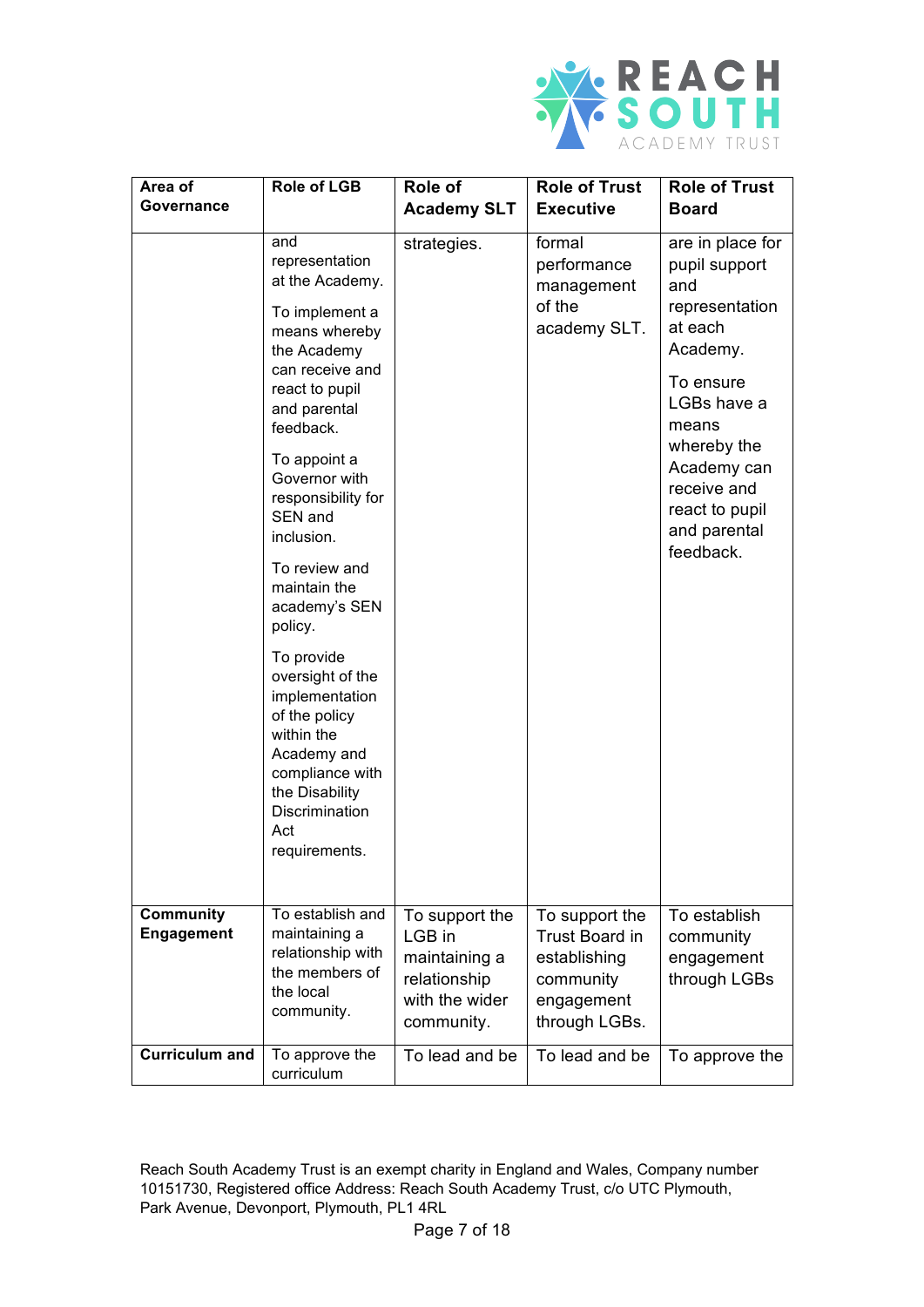| Area of Governance | Role of LGB | Role of Academy SLT | Role of Trust Executive | Role of Trust Board |
|---|---|---|---|---|
| | and representation at the Academy.<br><br>To implement a means whereby the Academy can receive and react to pupil and parental feedback.<br><br>To appoint a Governor with responsibility for SEN and inclusion.<br><br>To review and maintain the academy's SEN policy.<br><br>To provide oversight of the implementation of the policy within the Academy and compliance with the Disability Discrimination Act requirements. | strategies. | formal performance management of the academy SLT. | are in place for pupil support and representation at each Academy.<br><br>To ensure LGBs have a means whereby the Academy can receive and react to pupil and parental feedback. |
| **Community Engagement** | To establish and maintaining a relationship with the members of the local community. | To support the LGB in maintaining a relationship with the wider community. | To support the Trust Board in establishing community engagement through LGBs. | To establish community engagement through LGBs |
| **Curriculum and** | To approve the curriculum | To lead and be | To lead and be | To approve the |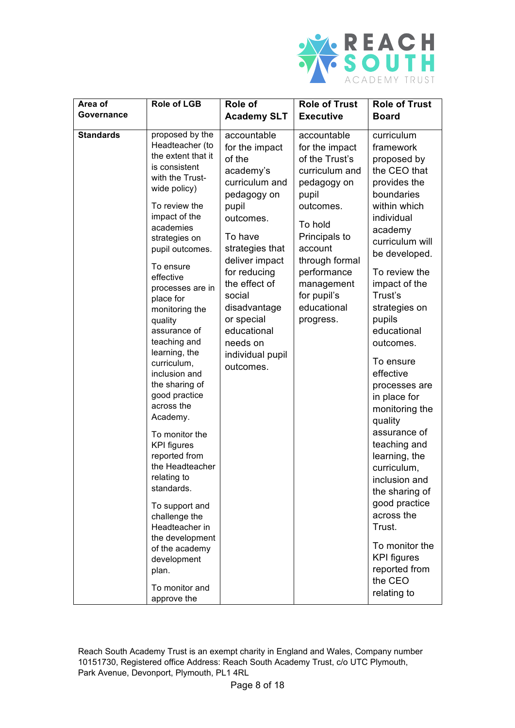| Area of Governance | Role of LGB | Role of Academy SLT | Role of Trust Executive | Role of Trust Board |
|---|---|---|---|---|
| **Standards** | proposed by the Headteacher (to the extent that it is consistent with the Trust-wide policy)<br><br>To review the impact of the academies strategies on pupil outcomes.<br><br>To ensure effective processes are in place for monitoring the quality assurance of teaching and learning, the curriculum, inclusion and the sharing of good practice across the Academy.<br><br>To monitor the KPI figures reported from the Headteacher relating to standards.<br><br>To support and challenge the Headteacher in the development of the academy development plan.<br><br>To monitor and approve the | accountable for the impact of the academy's curriculum and pedagogy on pupil outcomes.<br><br>To have strategies that deliver impact for reducing the effect of social disadvantage or special educational needs on individual pupil outcomes. | accountable for the impact of the Trust's curriculum and pedagogy on pupil outcomes.<br><br>To hold Principals to account through formal performance management for pupil's educational progress. | curriculum framework proposed by the CEO that provides the boundaries within which individual academy curriculum will be developed.<br><br>To review the impact of the Trust's strategies on pupils educational outcomes.<br><br>To ensure effective processes are in place for monitoring the quality assurance of teaching and learning, the curriculum, inclusion and the sharing of good practice across the Trust.<br><br>To monitor the KPI figures reported from the CEO relating to |

Reach South Academy Trust is an exempt charity in England and Wales, Company number 10151730, Registered office Address: Reach South Academy Trust, c/o UTC Plymouth, Park Avenue, Devonport, Plymouth, PL1 4RL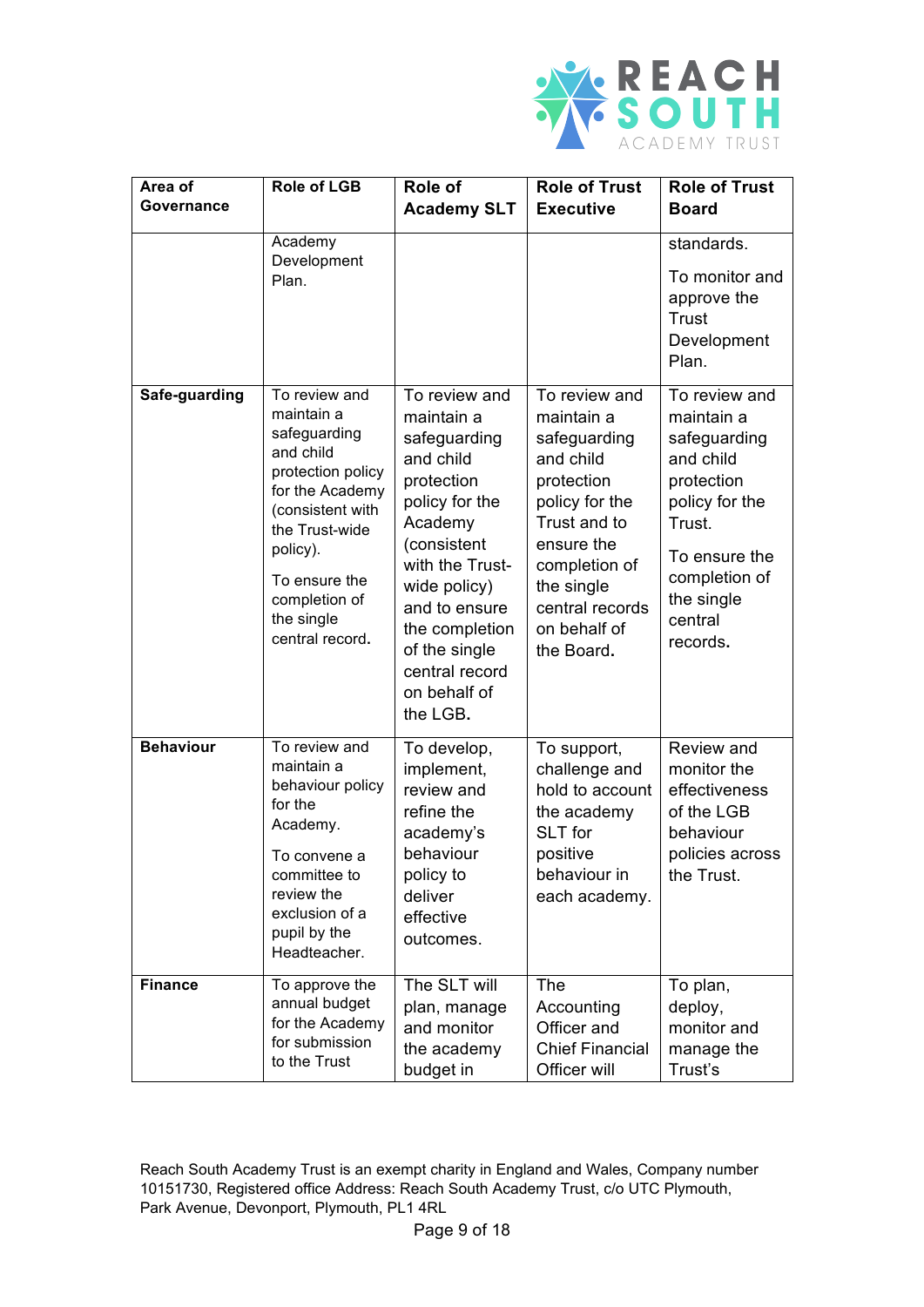| Area of Governance | Role of LGB | Role of Academy SLT | Role of Trust Executive | Role of Trust Board |
|---|---|---|---|---|
| | Academy Development Plan. | | | standards.<br><br>To monitor and approve the Trust Development Plan. |
| **Safe-guarding** | To review and maintain a safeguarding and child protection policy for the Academy (consistent with the Trust-wide policy).<br><br>To ensure the completion of the single central record. | To review and maintain a safeguarding and child protection policy for the Academy (consistent with the Trust-wide policy) and to ensure the completion of the single central record on behalf of the LGB. | To review and maintain a safeguarding and child protection policy for the Trust and to ensure the completion of the single central records on behalf of the Board. | To review and maintain a safeguarding and child protection policy for the Trust.<br><br>To ensure the completion of the single central records. |
| **Behaviour** | To review and maintain a behaviour policy for the Academy.<br><br>To convene a committee to review the exclusion of a pupil by the Headteacher. | To develop, implement, review and refine the academy's behaviour policy to deliver effective outcomes. | To support, challenge and hold to account the academy SLT for positive behaviour in each academy. | Review and monitor the effectiveness of the LGB behaviour policies across the Trust. |
| **Finance** | To approve the annual budget for the Academy for submission to the Trust | The SLT will plan, manage and monitor the academy budget in | The Accounting Officer and Chief Financial Officer will | To plan, deploy, monitor and manage the Trust's |

Reach South Academy Trust is an exempt charity in England and Wales, Company number 10151730, Registered office Address: Reach South Academy Trust, c/o UTC Plymouth, Park Avenue, Devonport, Plymouth, PL1 4RL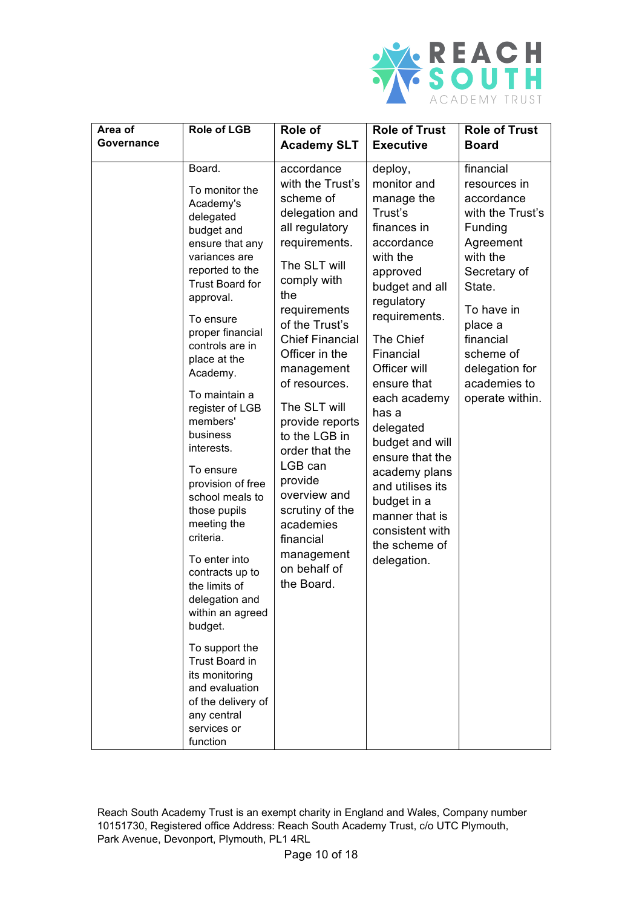| Area of Governance | Role of LGB | Role of Academy SLT | Role of Trust Executive | Role of Trust Board |
|---|---|---|---|---|
| | Board.<br><br>To monitor the Academy's delegated budget and ensure that any variances are reported to the Trust Board for approval.<br><br>To ensure proper financial controls are in place at the Academy.<br><br>To maintain a register of LGB members' business interests.<br><br>To ensure provision of free school meals to those pupils meeting the criteria.<br><br>To enter into contracts up to the limits of delegation and within an agreed budget.<br><br>To support the Trust Board in its monitoring and evaluation of the delivery of any central services or function | accordance with the Trust's scheme of delegation and all regulatory requirements.<br><br>The SLT will comply with the requirements of the Trust's Chief Financial Officer in the management of resources.<br><br>The SLT will provide reports to the LGB in order that the LGB can provide overview and scrutiny of the academies financial management on behalf of the Board. | deploy, monitor and manage the Trust's finances in accordance with the approved budget and all regulatory requirements.<br><br>The Chief Financial Officer will ensure that each academy has a delegated budget and will ensure that the academy plans and utilises its budget in a manner that is consistent with the scheme of delegation. | financial resources in accordance with the Trust's Funding Agreement with the Secretary of State.<br><br>To have in place a financial scheme of delegation for academies to operate within. |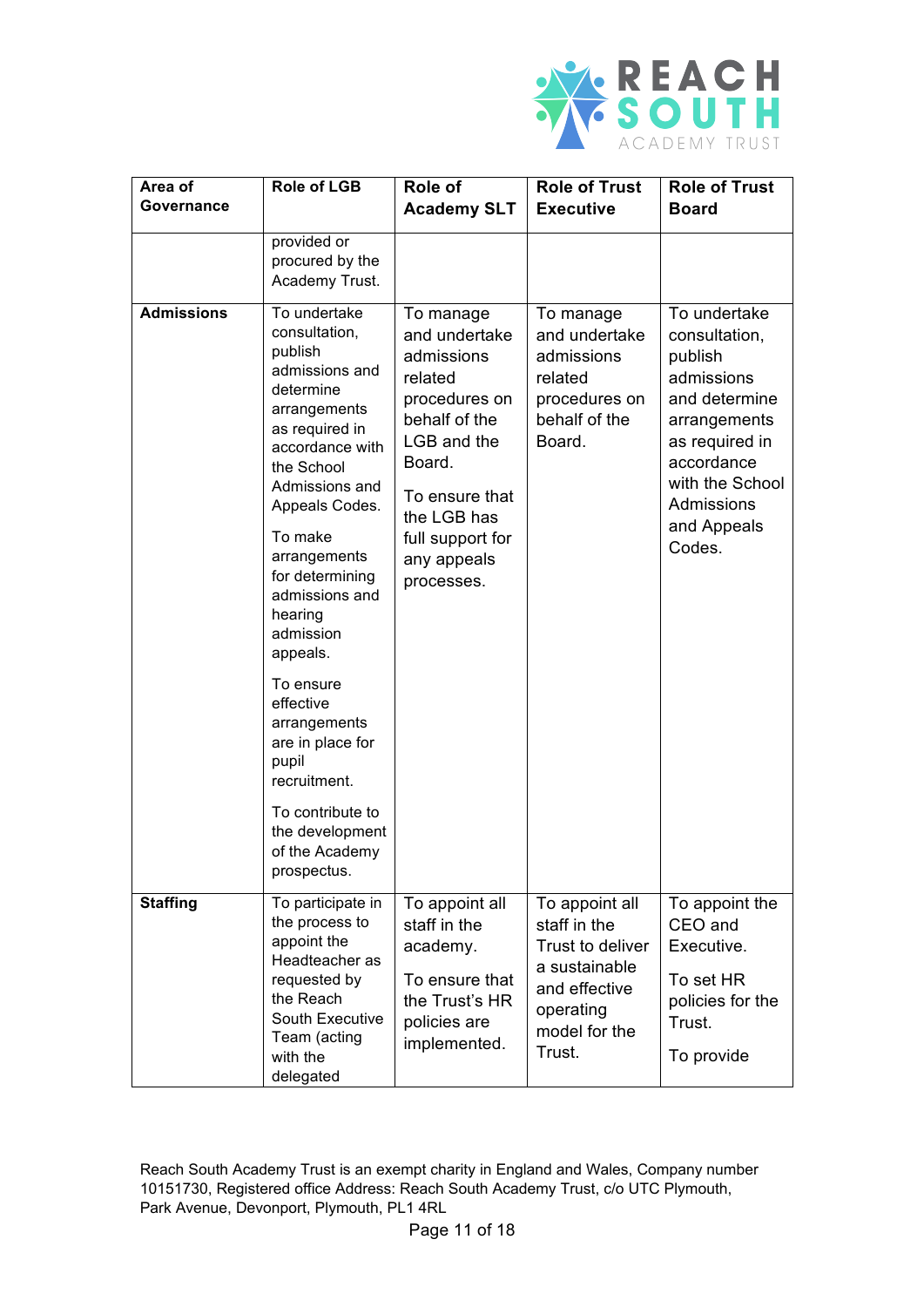| Area of Governance | Role of LGB | Role of Academy SLT | Role of Trust Executive | Role of Trust Board |
| --- | --- | --- | --- | --- |
| | provided or procured by the Academy Trust. | | | |
| **Admissions** | To undertake consultation, publish admissions and determine arrangements as required in accordance with the School Admissions and Appeals Codes.<br><br>To make arrangements for determining admissions and hearing admission appeals.<br><br>To ensure effective arrangements are in place for pupil recruitment.<br><br>To contribute to the development of the Academy prospectus. | To manage and undertake admissions related procedures on behalf of the LGB and the Board.<br><br>To ensure that the LGB has full support for any appeals processes. | To manage and undertake admissions related procedures on behalf of the Board. | To undertake consultation, publish admissions and determine arrangements as required in accordance with the School Admissions and Appeals Codes. |
| **Staffing** | To participate in the process to appoint the Headteacher as requested by the Reach South Executive Team (acting with the delegated | To appoint all staff in the academy.<br><br>To ensure that the Trust's HR policies are implemented. | To appoint all staff in the Trust to deliver a sustainable and effective operating model for the Trust. | To appoint the CEO and Executive.<br><br>To set HR policies for the Trust.<br><br>To provide |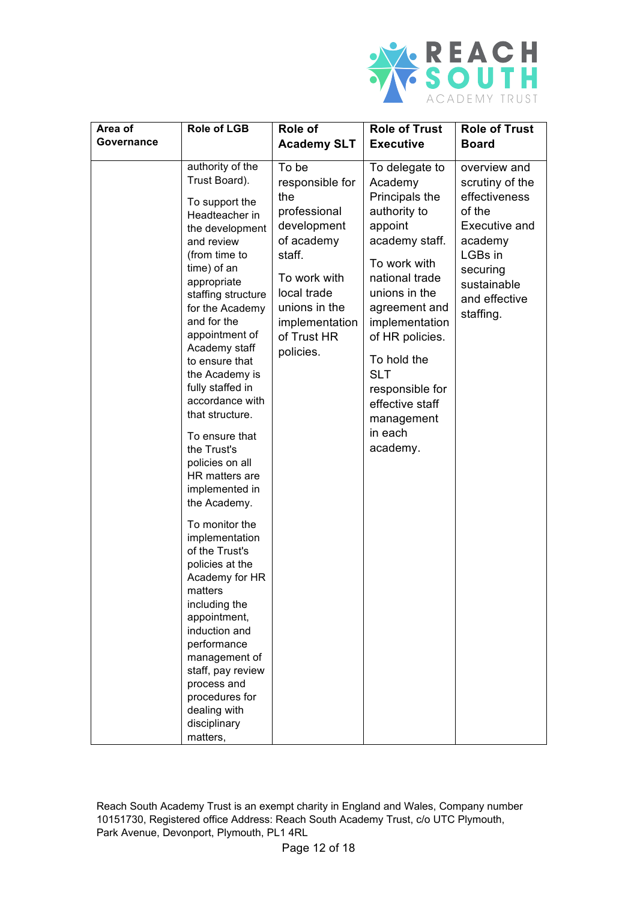| Area of Governance | Role of LGB | Role of Academy SLT | Role of Trust Executive | Role of Trust Board |
|---|---|---|---|---|
| | authority of the Trust Board).<br><br>To support the Headteacher in the development and review (from time to time) of an appropriate staffing structure for the Academy and for the appointment of Academy staff to ensure that the Academy is fully staffed in accordance with that structure.<br><br>To ensure that the Trust's policies on all HR matters are implemented in the Academy.<br><br>To monitor the implementation of the Trust's policies at the Academy for HR matters including the appointment, induction and performance management of staff, pay review process and procedures for dealing with disciplinary matters, | To be responsible for the professional development of academy staff.<br><br>To work with local trade unions in the implementation of Trust HR policies. | To delegate to Academy Principals the authority to appoint academy staff.<br><br>To work with national trade unions in the agreement and implementation of HR policies.<br><br>To hold the SLT responsible for effective staff management in each academy. | overview and scrutiny of the effectiveness of the Executive and academy LGBs in securing sustainable and effective staffing. |

Reach South Academy Trust is an exempt charity in England and Wales, Company number 10151730, Registered office Address: Reach South Academy Trust, c/o UTC Plymouth, Park Avenue, Devonport, Plymouth, PL1 4RL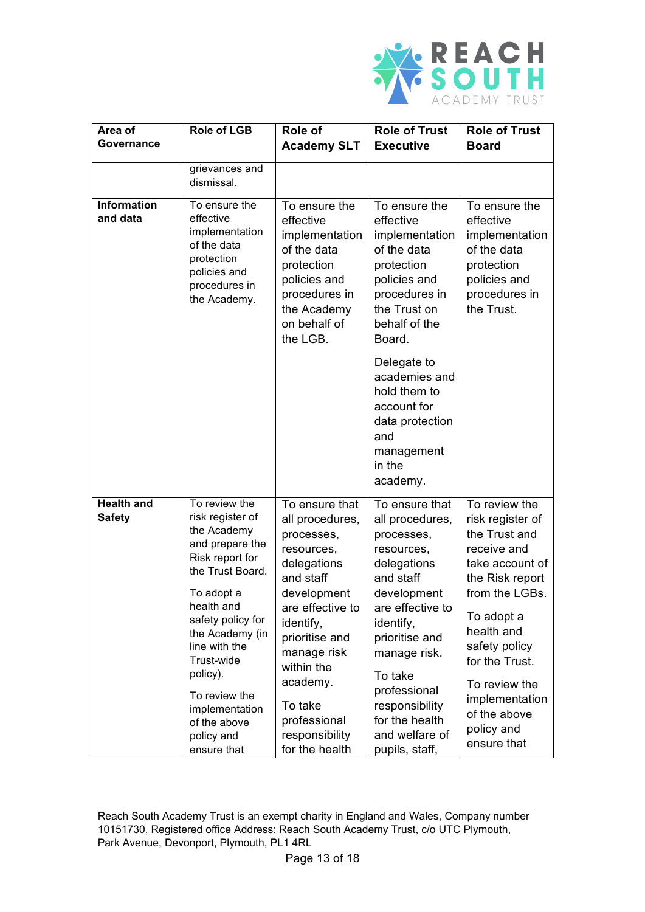| Area of Governance | Role of LGB | Role of Academy SLT | Role of Trust Executive | Role of Trust Board |
|---|---|---|---|---|
| | grievances and dismissal. | | | |
| **Information and data** | To ensure the effective implementation of the data protection policies and procedures in the Academy. | To ensure the effective implementation of the data protection policies and procedures in the Academy on behalf of the LGB. | To ensure the effective implementation of the data protection policies and procedures in the Trust on behalf of the Board.<br><br>Delegate to academies and hold them to account for data protection and management in the academy. | To ensure the effective implementation of the data protection policies and procedures in the Trust. |
| **Health and Safety** | To review the risk register of the Academy and prepare the Risk report for the Trust Board.<br><br>To adopt a health and safety policy for the Academy (in line with the Trust-wide policy).<br><br>To review the implementation of the above policy and ensure that | To ensure that all procedures, processes, resources, delegations and staff development are effective to identify, prioritise and manage risk within the academy.<br><br>To take professional responsibility for the health | To ensure that all procedures, processes, resources, delegations and staff development are effective to identify, prioritise and manage risk.<br><br>To take professional responsibility for the health and welfare of pupils, staff, | To review the risk register of the Trust and receive and take account of the Risk report from the LGBs.<br><br>To adopt a health and safety policy for the Trust.<br><br>To review the implementation of the above policy and ensure that |

Reach South Academy Trust is an exempt charity in England and Wales, Company number 10151730, Registered office Address: Reach South Academy Trust, c/o UTC Plymouth, Park Avenue, Devonport, Plymouth, PL1 4RL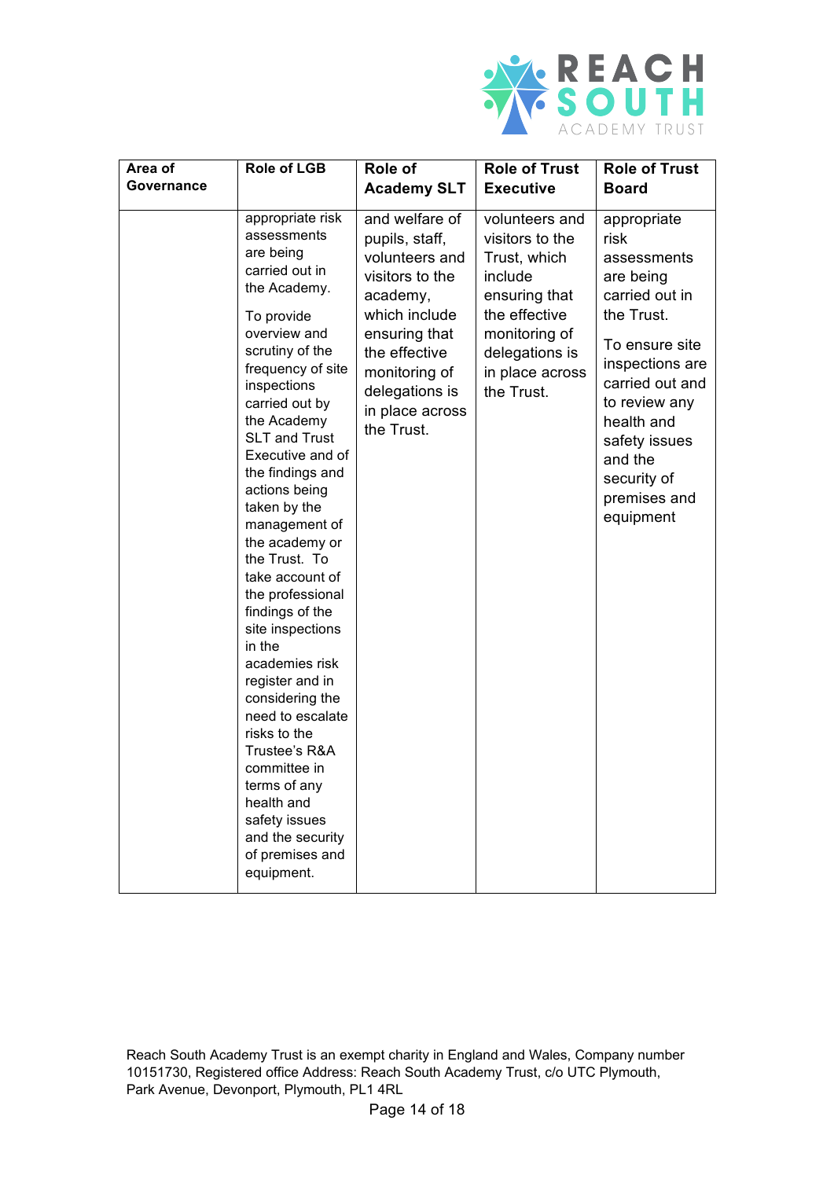| Area of Governance | Role of LGB | Role of Academy SLT | Role of Trust Executive | Role of Trust Board |
|---|---|---|---|---|
| | appropriate risk assessments are being carried out in the Academy.<br><br>To provide overview and scrutiny of the frequency of site inspections carried out by the Academy SLT and Trust Executive and of the findings and actions being taken by the management of the academy or the Trust. To take account of the professional findings of the site inspections in the academies risk register and in considering the need to escalate risks to the Trustee's R&A committee in terms of any health and safety issues and the security of premises and equipment. | and welfare of pupils, staff, volunteers and visitors to the academy, which include ensuring that the effective monitoring of delegations is in place across the Trust. | volunteers and visitors to the Trust, which include ensuring that the effective monitoring of delegations is in place across the Trust. | appropriate risk assessments are being carried out in the Trust.<br><br>To ensure site inspections are carried out and to review any health and safety issues and the security of premises and equipment |

Reach South Academy Trust is an exempt charity in England and Wales, Company number 10151730, Registered office Address: Reach South Academy Trust, c/o UTC Plymouth, Park Avenue, Devonport, Plymouth, PL1 4RL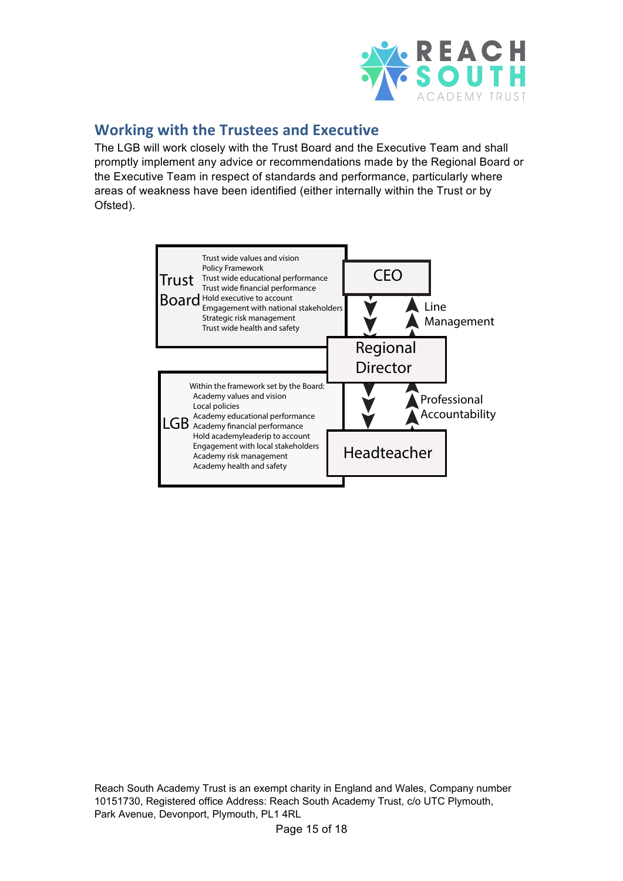## Working with the Trustees and Executive

The LGB will work closely with the Trust Board and the Executive Team and shall promptly implement any advice or recommendations made by the Regional Board or the Executive Team in respect of standards and performance, particularly where areas of weakness have been identified (either internally within the Trust or by Ofsted).

**Trust Board**
- Trust wide values and vision
- Policy Framework
- Trust wide educational performance
- Trust wide financial performance
- Hold executive to account
- Emgagement with national stakeholders
- Strategic risk management
- Trust wide health and safety

**CEO**

Line Management

**Regional Director**

Professional Accountability

**Headteacher**

**LGB**

Within the framework set by the Board:
- Academy values and vision
- Local policies
- Academy educational performance
- Academy financial performance
- Hold academyleaderip to account
- Engagement with local stakeholders
- Academy risk management
- Academy health and safety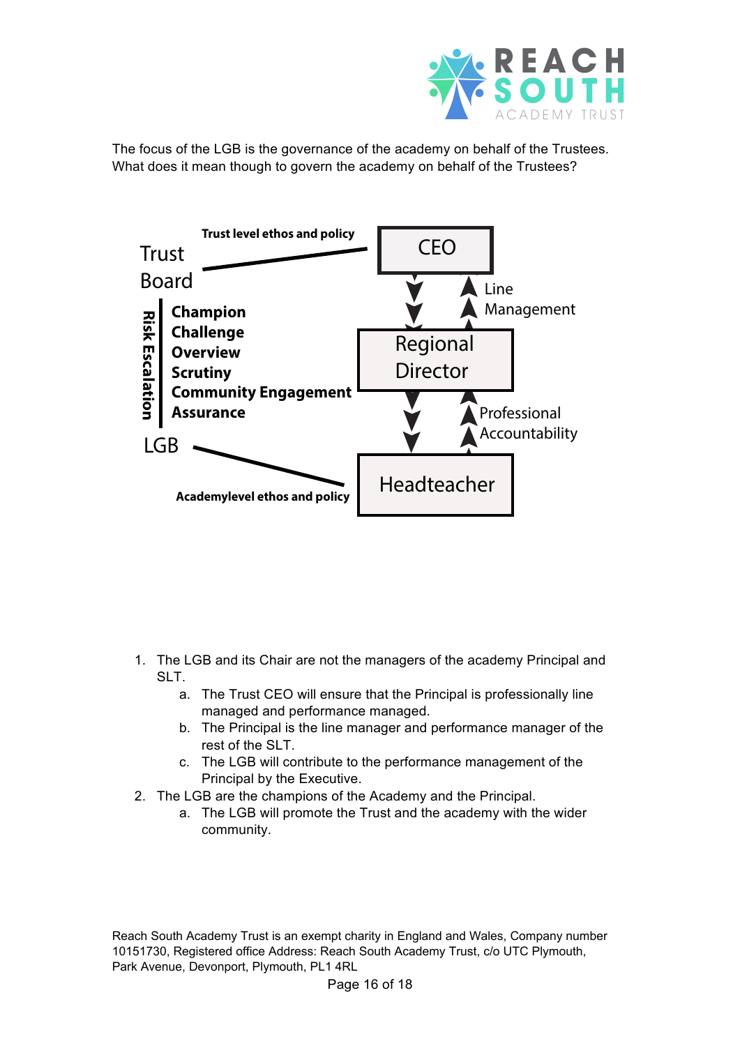The focus of the LGB is the governance of the academy on behalf of the Trustees. What does it mean though to govern the academy on behalf of the Trustees?

Trust level ethos and policy

Trust Board

CEO

Line Management

Risk Escalation

**Champion**
**Challenge**
**Overview**
**Scrutiny**
**Community Engagement**
**Assurance**

Regional Director

Professional Accountability

LGB

Headteacher

Academylevel ethos and policy

1. The LGB and its Chair are not the managers of the academy Principal and SLT.
    a. The Trust CEO will ensure that the Principal is professionally line managed and performance managed.
    b. The Principal is the line manager and performance manager of the rest of the SLT.
    c. The LGB will contribute to the performance management of the Principal by the Executive.
2. The LGB are the champions of the Academy and the Principal.
    a. The LGB will promote the Trust and the academy with the wider community.

Reach South Academy Trust is an exempt charity in England and Wales, Company number 10151730, Registered office Address: Reach South Academy Trust, c/o UTC Plymouth, Park Avenue, Devonport, Plymouth, PL1 4RL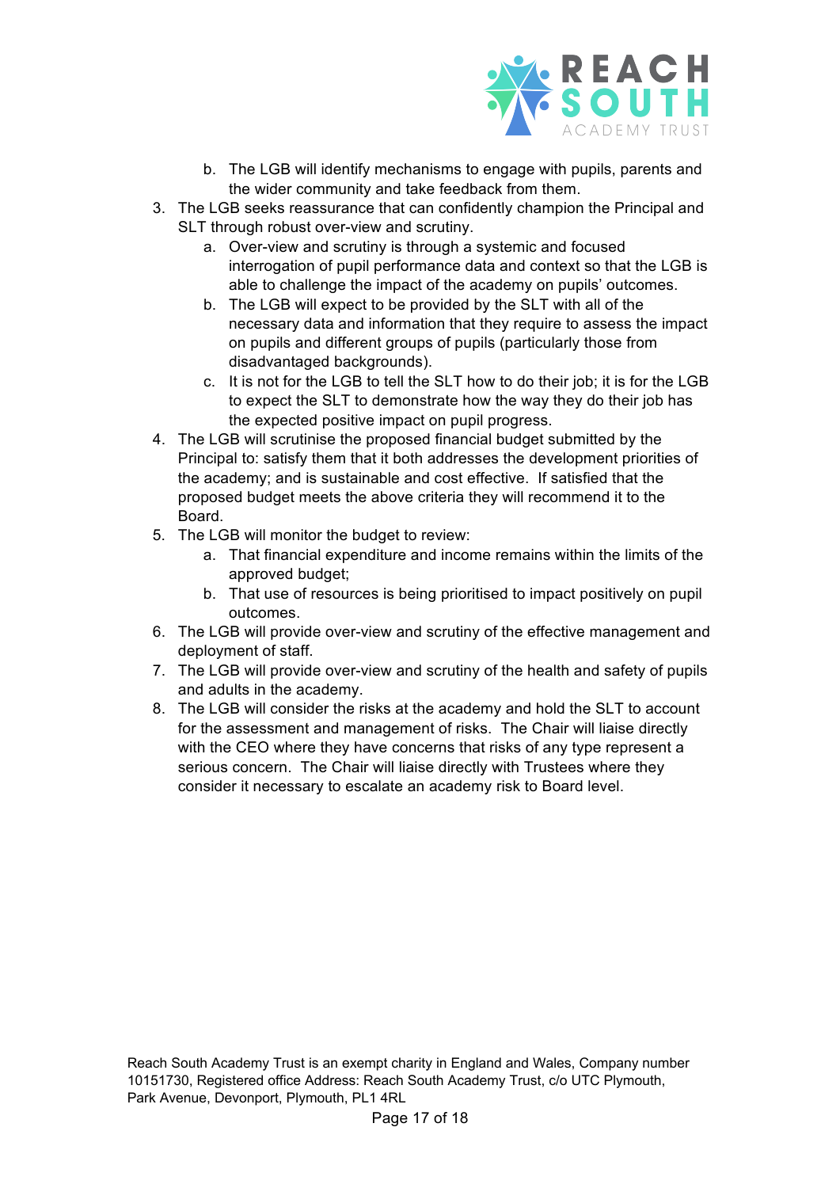b. The LGB will identify mechanisms to engage with pupils, parents and the wider community and take feedback from them.

3. The LGB seeks reassurance that can confidently champion the Principal and SLT through robust over-view and scrutiny.
   a. Over-view and scrutiny is through a systemic and focused interrogation of pupil performance data and context so that the LGB is able to challenge the impact of the academy on pupils' outcomes.
   b. The LGB will expect to be provided by the SLT with all of the necessary data and information that they require to assess the impact on pupils and different groups of pupils (particularly those from disadvantaged backgrounds).
   c. It is not for the LGB to tell the SLT how to do their job; it is for the LGB to expect the SLT to demonstrate how the way they do their job has the expected positive impact on pupil progress.
4. The LGB will scrutinise the proposed financial budget submitted by the Principal to: satisfy them that it both addresses the development priorities of the academy; and is sustainable and cost effective. If satisfied that the proposed budget meets the above criteria they will recommend it to the Board.
5. The LGB will monitor the budget to review:
   a. That financial expenditure and income remains within the limits of the approved budget;
   b. That use of resources is being prioritised to impact positively on pupil outcomes.
6. The LGB will provide over-view and scrutiny of the effective management and deployment of staff.
7. The LGB will provide over-view and scrutiny of the health and safety of pupils and adults in the academy.
8. The LGB will consider the risks at the academy and hold the SLT to account for the assessment and management of risks. The Chair will liaise directly with the CEO where they have concerns that risks of any type represent a serious concern. The Chair will liaise directly with Trustees where they consider it necessary to escalate an academy risk to Board level.

Reach South Academy Trust is an exempt charity in England and Wales, Company number 10151730, Registered office Address: Reach South Academy Trust, c/o UTC Plymouth, Park Avenue, Devonport, Plymouth, PL1 4RL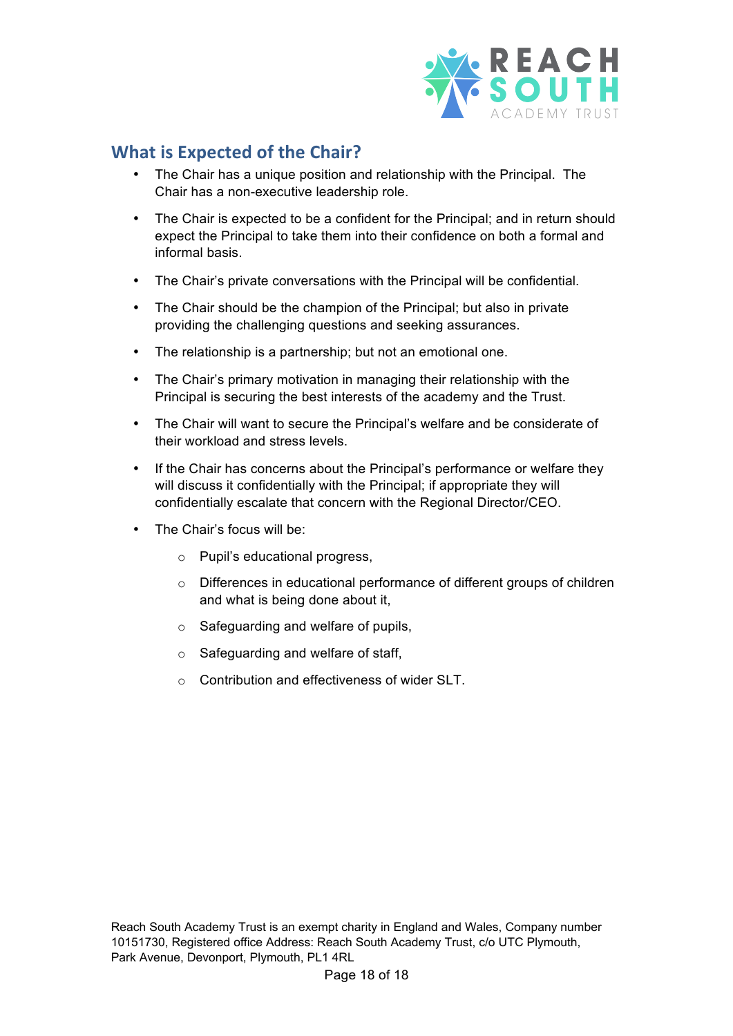## What is Expected of the Chair?

- The Chair has a unique position and relationship with the Principal. The Chair has a non-executive leadership role.
- The Chair is expected to be a confident for the Principal; and in return should expect the Principal to take them into their confidence on both a formal and informal basis.
- The Chair's private conversations with the Principal will be confidential.
- The Chair should be the champion of the Principal; but also in private providing the challenging questions and seeking assurances.
- The relationship is a partnership; but not an emotional one.
- The Chair's primary motivation in managing their relationship with the Principal is securing the best interests of the academy and the Trust.
- The Chair will want to secure the Principal's welfare and be considerate of their workload and stress levels.
- If the Chair has concerns about the Principal's performance or welfare they will discuss it confidentially with the Principal; if appropriate they will confidentially escalate that concern with the Regional Director/CEO.
- The Chair's focus will be:
    - Pupil's educational progress,
    - Differences in educational performance of different groups of children and what is being done about it,
    - Safeguarding and welfare of pupils,
    - Safeguarding and welfare of staff,
    - Contribution and effectiveness of wider SLT.